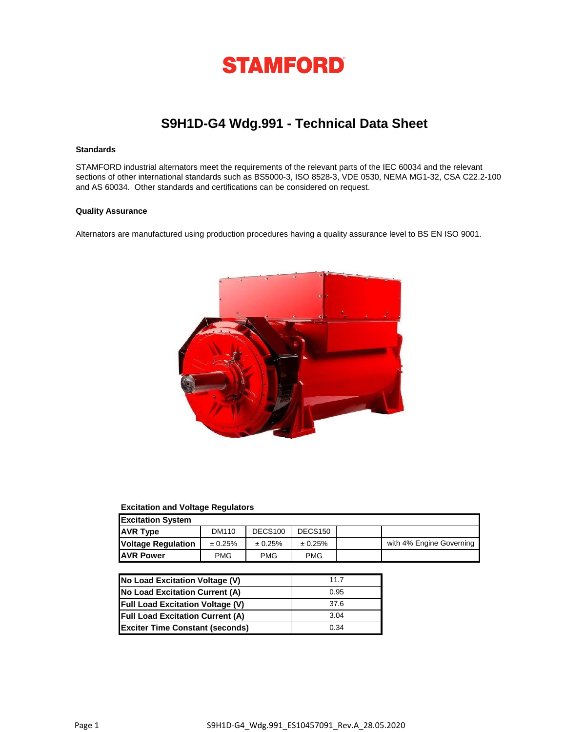# STAMFORD

## S9H1D-G4 Wdg.991 - Technical Data Sheet

### Standards

STAMFORD industrial alternators meet the requirements of the relevant parts of the IEC 60034 and the relevant sections of other international standards such as BS5000-3, ISO 8528-3, VDE 0530, NEMA MG1-32, CSA C22.2-100 and AS 60034. Other standards and certifications can be considered on request.

### Quality Assurance

Alternators are manufactured using production procedures having a quality assurance level to BS EN ISO 9001.

### Excitation and Voltage Regulators

| Excitation System | | | | | |
|---|---|---|---|---|---|
| AVR Type | DM110 | DECS100 | DECS150 | | |
| Voltage Regulation | ± 0.25% | ± 0.25% | ± 0.25% | | with 4% Engine Governing |
| AVR Power | PMG | PMG | PMG | | |

| Parameter | Value |
|---|---|
| No Load Excitation Voltage (V) | 11.7 |
| No Load Excitation Current (A) | 0.95 |
| Full Load Excitation Voltage (V) | 37.6 |
| Full Load Excitation Current (A) | 3.04 |
| Exciter Time Constant (seconds) | 0.34 |

S9H1D-G4_Wdg.991_ES10457091_Rev.A_28.05.2020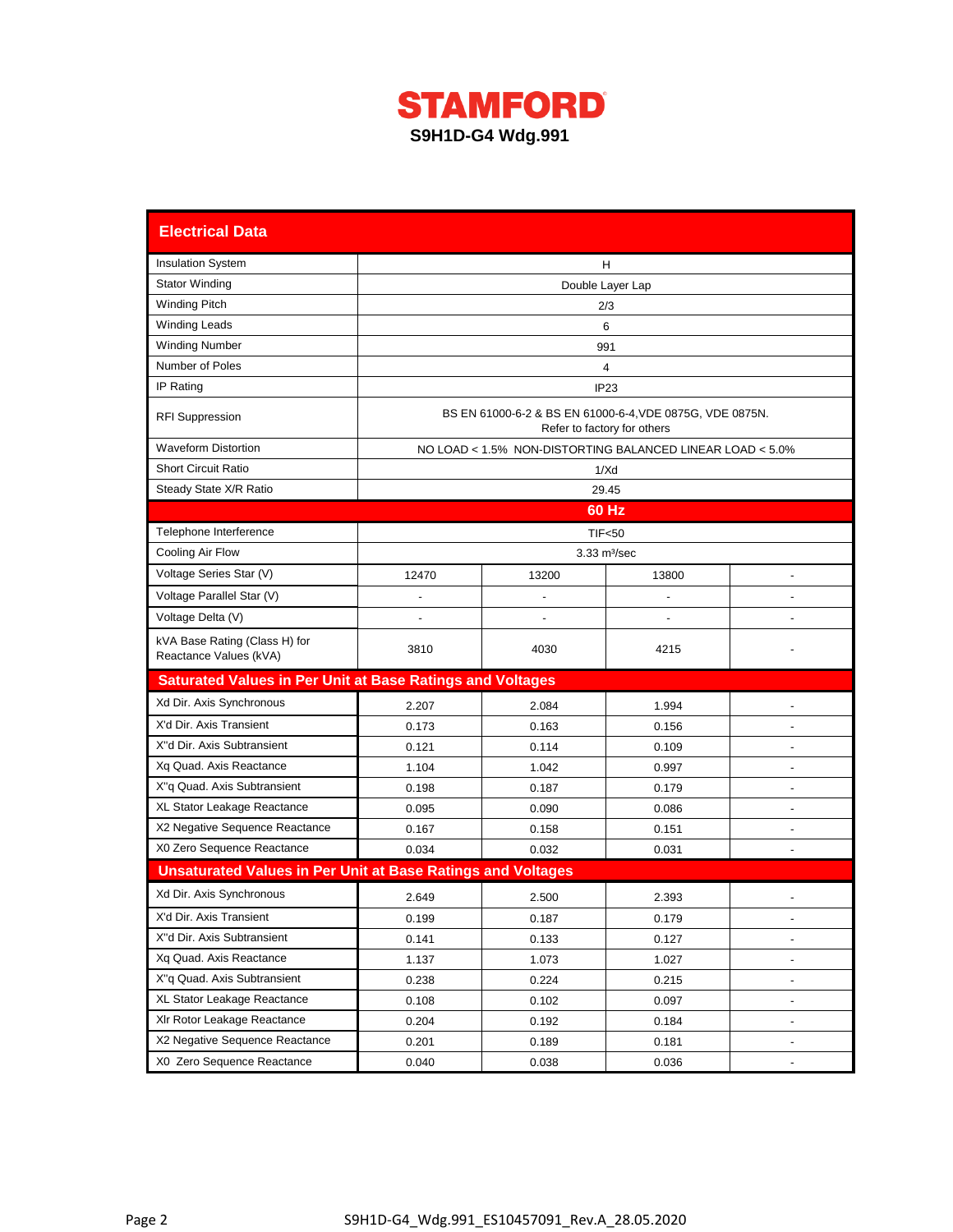# STAMFORD

**S9H1D-G4 Wdg.991**

## Electrical Data

| Electrical Data | | | | |
|---|---|---|---|---|
| Insulation System | H | | | |
| Stator Winding | Double Layer Lap | | | |
| Winding Pitch | 2/3 | | | |
| Winding Leads | 6 | | | |
| Winding Number | 991 | | | |
| Number of Poles | 4 | | | |
| IP Rating | IP23 | | | |
| RFI Suppression | BS EN 61000-6-2 & BS EN 61000-6-4,VDE 0875G, VDE 0875N. Refer to factory for others | | | |
| Waveform Distortion | NO LOAD < 1.5% NON-DISTORTING BALANCED LINEAR LOAD < 5.0% | | | |
| Short Circuit Ratio | 1/Xd | | | |
| Steady State X/R Ratio | 29.45 | | | |
| | **60 Hz** | | | |
| Telephone Interference | TIF<50 | | | |
| Cooling Air Flow | 3.33 m³/sec | | | |
| Voltage Series Star (V) | 12470 | 13200 | 13800 | - |
| Voltage Parallel Star (V) | - | - | - | - |
| Voltage Delta (V) | - | - | - | - |
| kVA Base Rating (Class H) for Reactance Values (kVA) | 3810 | 4030 | 4215 | - |
| **Saturated Values in Per Unit at Base Ratings and Voltages** | | | | |
| Xd Dir. Axis Synchronous | 2.207 | 2.084 | 1.994 | - |
| X'd Dir. Axis Transient | 0.173 | 0.163 | 0.156 | - |
| X''d Dir. Axis Subtransient | 0.121 | 0.114 | 0.109 | - |
| Xq Quad. Axis Reactance | 1.104 | 1.042 | 0.997 | - |
| X''q Quad. Axis Subtransient | 0.198 | 0.187 | 0.179 | - |
| XL Stator Leakage Reactance | 0.095 | 0.090 | 0.086 | - |
| X2 Negative Sequence Reactance | 0.167 | 0.158 | 0.151 | - |
| X0 Zero Sequence Reactance | 0.034 | 0.032 | 0.031 | - |
| **Unsaturated Values in Per Unit at Base Ratings and Voltages** | | | | |
| Xd Dir. Axis Synchronous | 2.649 | 2.500 | 2.393 | - |
| X'd Dir. Axis Transient | 0.199 | 0.187 | 0.179 | - |
| X''d Dir. Axis Subtransient | 0.141 | 0.133 | 0.127 | - |
| Xq Quad. Axis Reactance | 1.137 | 1.073 | 1.027 | - |
| X''q Quad. Axis Subtransient | 0.238 | 0.224 | 0.215 | - |
| XL Stator Leakage Reactance | 0.108 | 0.102 | 0.097 | - |
| Xlr Rotor Leakage Reactance | 0.204 | 0.192 | 0.184 | - |
| X2 Negative Sequence Reactance | 0.201 | 0.189 | 0.181 | - |
| X0 Zero Sequence Reactance | 0.040 | 0.038 | 0.036 | - |

S9H1D-G4_Wdg.991_ES10457091_Rev.A_28.05.2020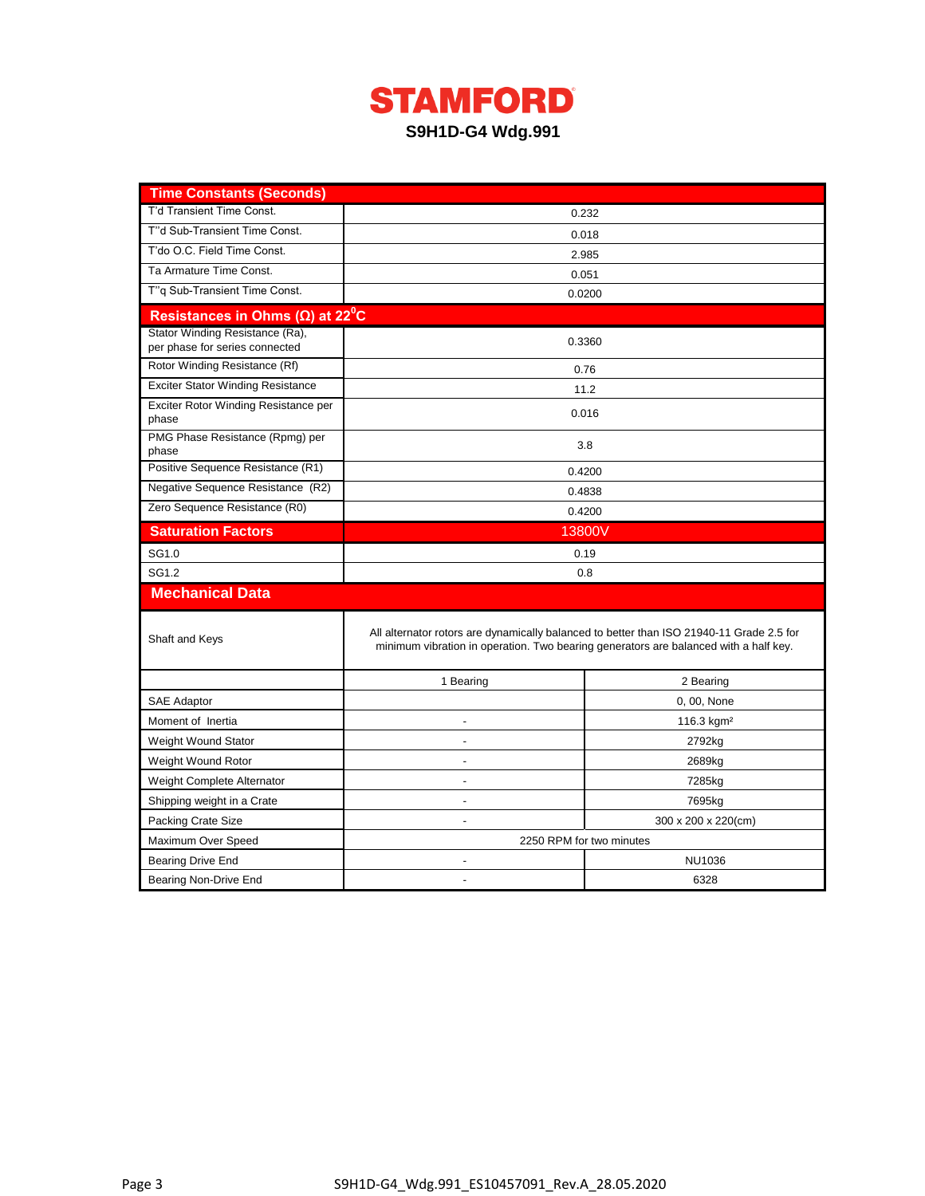# STAMFORD

**S9H1D-G4 Wdg.991**

| Time Constants (Seconds) | |
|---|---|
| T'd Transient Time Const. | 0.232 |
| T''d Sub-Transient Time Const. | 0.018 |
| T'do O.C. Field Time Const. | 2.985 |
| Ta Armature Time Const. | 0.051 |
| T''q Sub-Transient Time Const. | 0.0200 |

| Resistances in Ohms (Ω) at 22$^0$C | |
|---|---|
| Stator Winding Resistance (Ra), per phase for series connected | 0.3360 |
| Rotor Winding Resistance (Rf) | 0.76 |
| Exciter Stator Winding Resistance | 11.2 |
| Exciter Rotor Winding Resistance per phase | 0.016 |
| PMG Phase Resistance (Rpmg) per phase | 3.8 |
| Positive Sequence Resistance (R1) | 0.4200 |
| Negative Sequence Resistance (R2) | 0.4838 |
| Zero Sequence Resistance (R0) | 0.4200 |

| Saturation Factors | 13800V |
|---|---|
| SG1.0 | 0.19 |
| SG1.2 | 0.8 |

## Mechanical Data

| Shaft and Keys | All alternator rotors are dynamically balanced to better than ISO 21940-11 Grade 2.5 for minimum vibration in operation. Two bearing generators are balanced with a half key. | |
|---|---|---|
| | 1 Bearing | 2 Bearing |
| SAE Adaptor | | 0, 00, None |
| Moment of Inertia | - | 116.3 kgm² |
| Weight Wound Stator | - | 2792kg |
| Weight Wound Rotor | - | 2689kg |
| Weight Complete Alternator | - | 7285kg |
| Shipping weight in a Crate | - | 7695kg |
| Packing Crate Size | - | 300 x 200 x 220(cm) |
| Maximum Over Speed | 2250 RPM for two minutes | |
| Bearing Drive End | - | NU1036 |
| Bearing Non-Drive End | - | 6328 |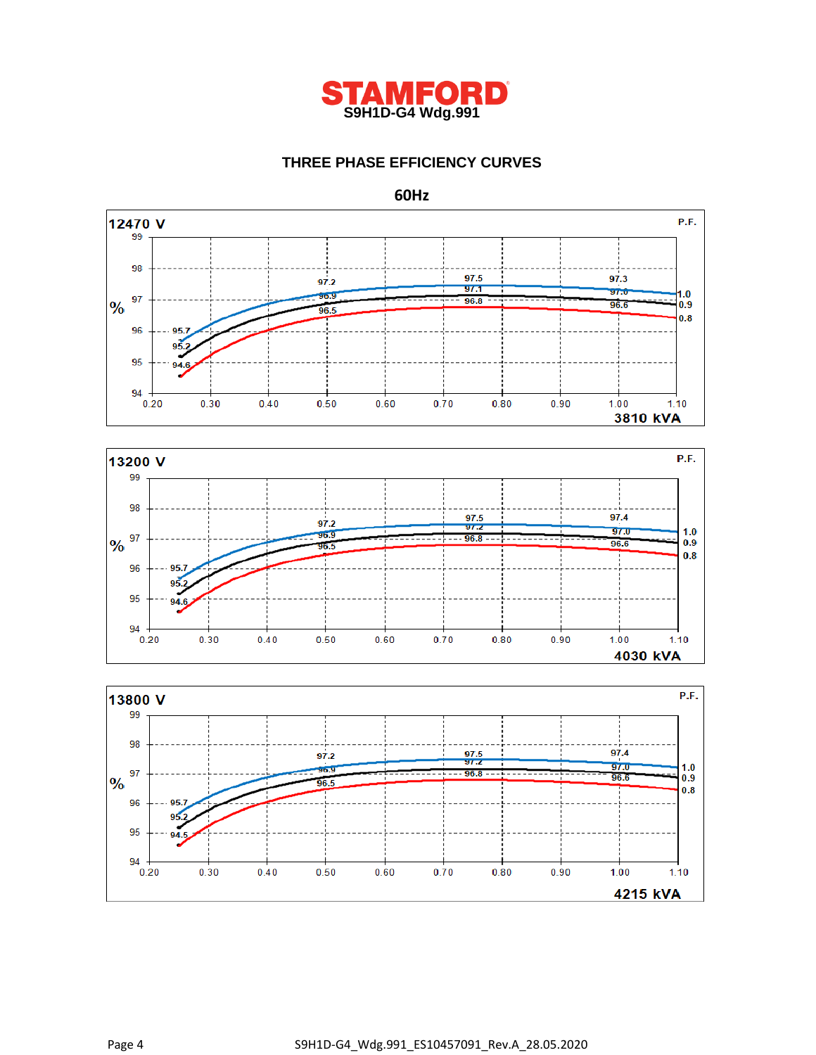# STAMFORD

**S9H1D-G4 Wdg.991**

## THREE PHASE EFFICIENCY CURVES

### 60Hz

**12470 V** — 3810 kVA

| P.F. | 0.25 | 0.50 | 0.75 | 1.00 |
|---|---|---|---|---|
| 1.0 | 95.7 | 97.2 | 97.5 | 97.3 |
| 0.9 | 95.2 | 96.9 | 97.1 | 97.0 |
| 0.8 | 94.6 | 96.5 | 96.8 | 96.6 |

**13200 V** — 4030 kVA

| P.F. | 0.25 | 0.50 | 0.75 | 1.00 |
|---|---|---|---|---|
| 1.0 | 95.7 | 97.2 | 97.5 | 97.4 |
| 0.9 | 95.2 | 96.9 | 97.2 | 97.0 |
| 0.8 | 94.6 | 96.5 | 96.8 | 96.6 |

**13800 V** — 4215 kVA

| P.F. | 0.25 | 0.50 | 0.75 | 1.00 |
|---|---|---|---|---|
| 1.0 | 95.7 | 97.2 | 97.5 | 97.4 |
| 0.9 | 95.2 | 96.9 | 97.2 | 97.0 |
| 0.8 | 94.5 | 96.5 | 96.8 | 96.6 |

S9H1D-G4_Wdg.991_ES10457091_Rev.A_28.05.2020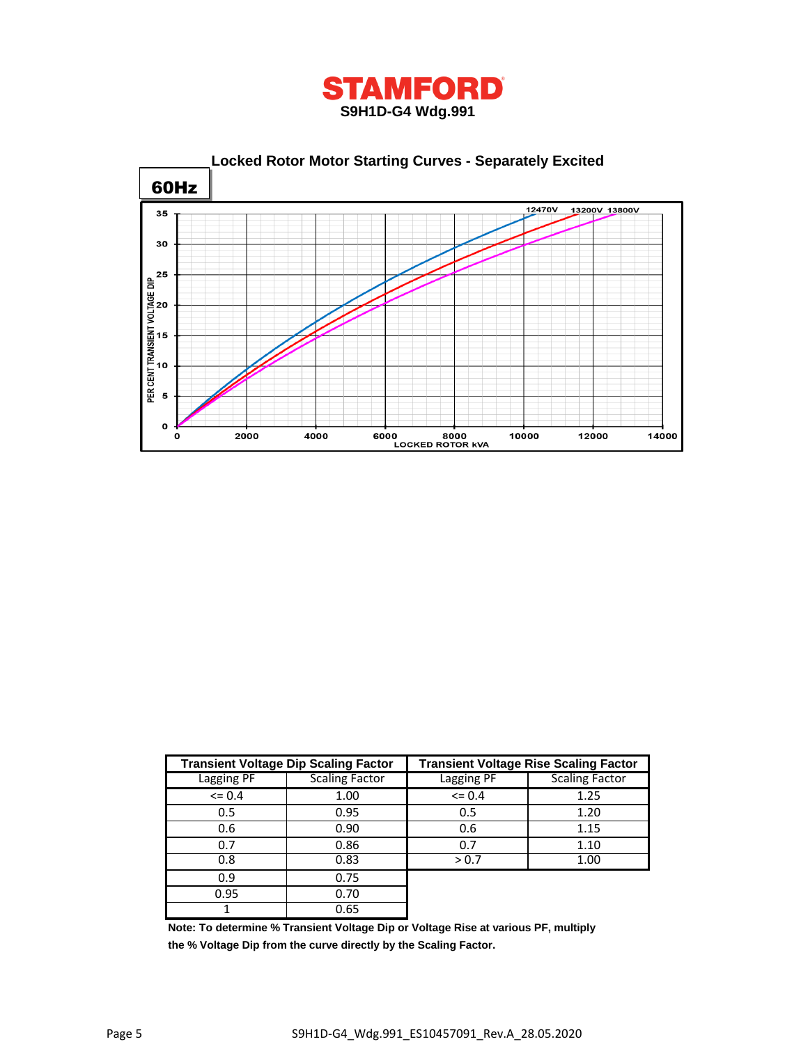# STAMFORD

**S9H1D-G4 Wdg.991**

## Locked Rotor Motor Starting Curves - Separately Excited

**60Hz**

PER CENT TRANSIENT VOLTAGE DIP (0–35) vs LOCKED ROTOR kVA (0–14000)

Curves: 12470V, 13200V, 13800V

| Transient Voltage Dip Scaling Factor | | Transient Voltage Rise Scaling Factor | |
|---|---|---|---|
| Lagging PF | Scaling Factor | Lagging PF | Scaling Factor |
| <= 0.4 | 1.00 | <= 0.4 | 1.25 |
| 0.5 | 0.95 | 0.5 | 1.20 |
| 0.6 | 0.90 | 0.6 | 1.15 |
| 0.7 | 0.86 | 0.7 | 1.10 |
| 0.8 | 0.83 | > 0.7 | 1.00 |
| 0.9 | 0.75 | | |
| 0.95 | 0.70 | | |
| 1 | 0.65 | | |

**Note: To determine % Transient Voltage Dip or Voltage Rise at various PF, multiply the % Voltage Dip from the curve directly by the Scaling Factor.**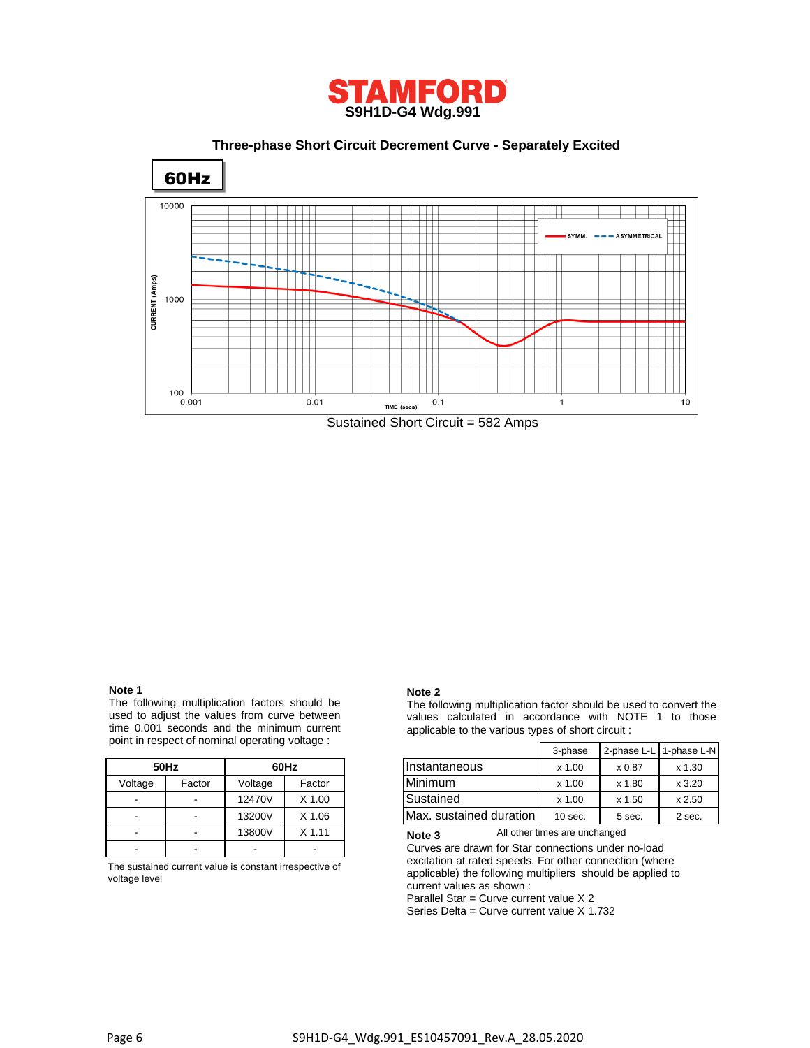# STAMFORD

## S9H1D-G4 Wdg.991

### Three-phase Short Circuit Decrement Curve - Separately Excited

**60Hz**

Sustained Short Circuit = 582 Amps

**Note 1**

The following multiplication factors should be used to adjust the values from curve between time 0.001 seconds and the minimum current point in respect of nominal operating voltage :

| 50Hz | | 60Hz | |
|---|---|---|---|
| Voltage | Factor | Voltage | Factor |
| - | - | 12470V | X 1.00 |
| - | - | 13200V | X 1.06 |
| - | - | 13800V | X 1.11 |
| - | - | - | - |

The sustained current value is constant irrespective of voltage level

**Note 2**

The following multiplication factor should be used to convert the values calculated in accordance with NOTE 1 to those applicable to the various types of short circuit :

| | 3-phase | 2-phase L-L | 1-phase L-N |
|---|---|---|---|
| Instantaneous | x 1.00 | x 0.87 | x 1.30 |
| Minimum | x 1.00 | x 1.80 | x 3.20 |
| Sustained | x 1.00 | x 1.50 | x 2.50 |
| Max. sustained duration | 10 sec. | 5 sec. | 2 sec. |

All other times are unchanged

**Note 3**

Curves are drawn for Star connections under no-load excitation at rated speeds. For other connection (where applicable) the following multipliers should be applied to current values as shown :

Parallel Star = Curve current value X 2

Series Delta = Curve current value X 1.732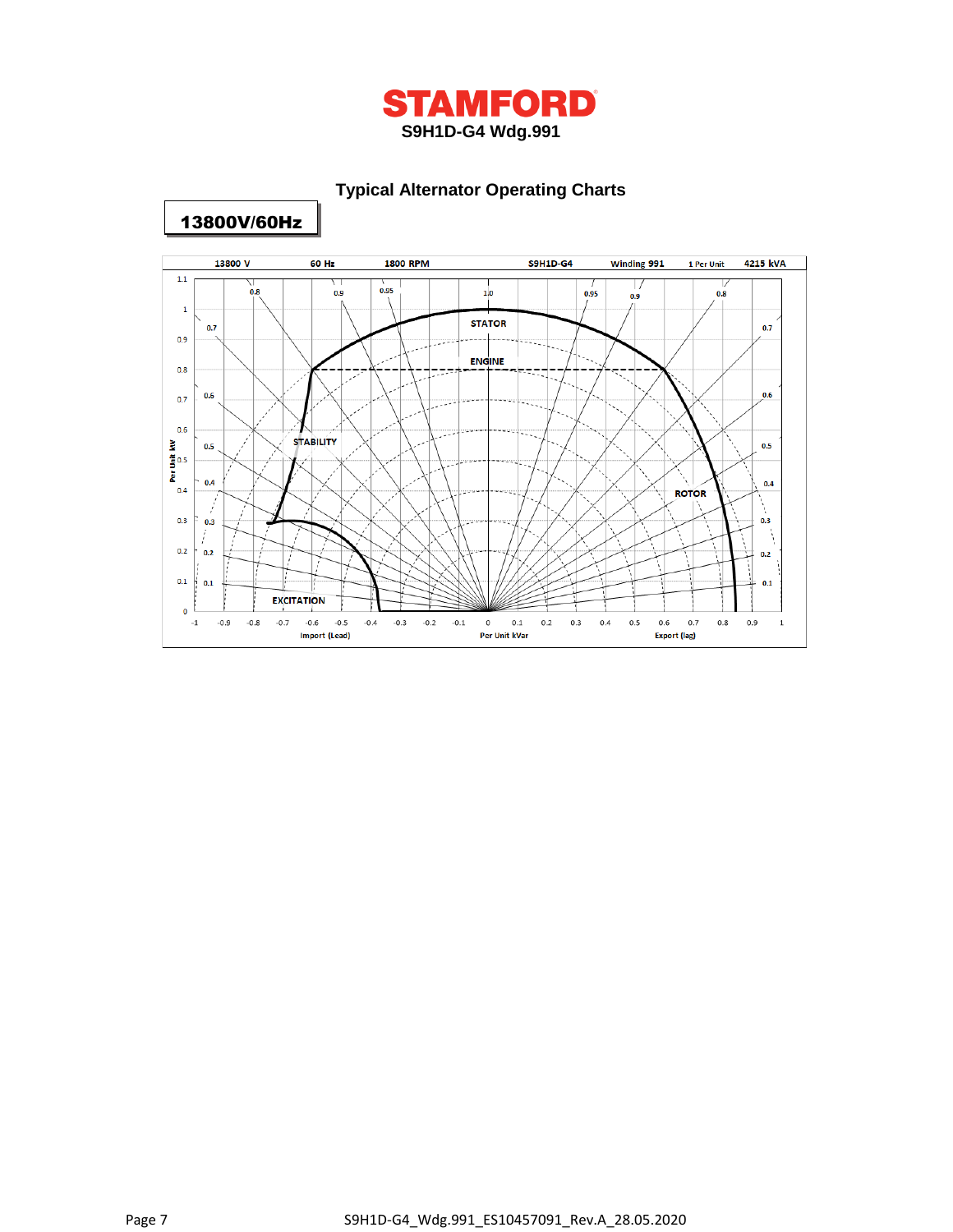# STAMFORD

**S9H1D-G4 Wdg.991**

## Typical Alternator Operating Charts

**13800V/60Hz**

13800 V | 60 Hz | 1800 RPM | S9H1D-G4 | Winding 991 | 1 Per Unit | 4215 kVA

STATOR

ENGINE

STABILITY

ROTOR

EXCITATION

Per Unit kW

Import (Lead) | Per Unit kVar | Export (lag)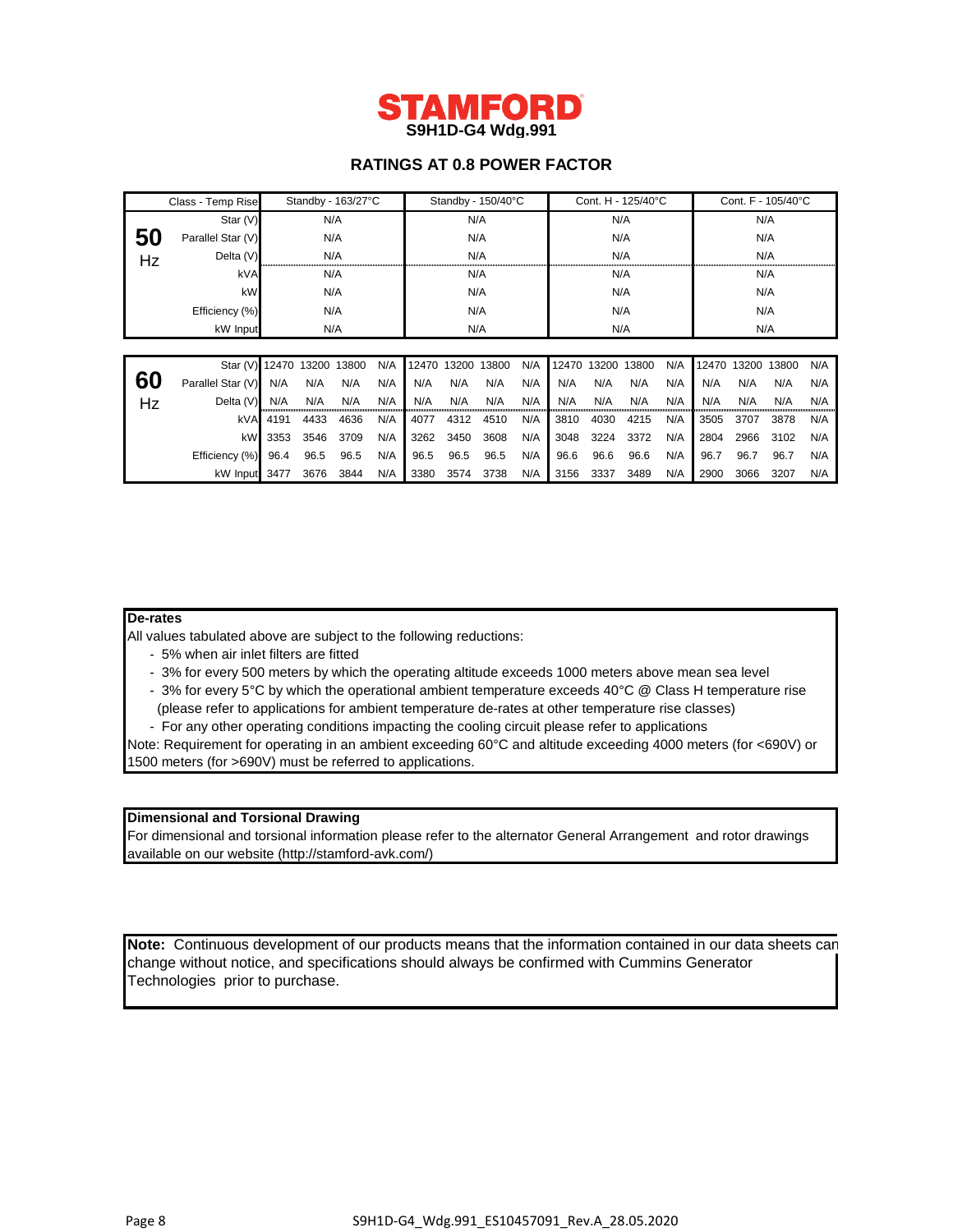# STAMFORD

## S9H1D-G4 Wdg.991

### RATINGS AT 0.8 POWER FACTOR

| | Class - Temp Rise | Standby - 163/27°C | Standby - 150/40°C | Cont. H - 125/40°C | Cont. F - 105/40°C |
|---|---|---|---|---|---|
| **50** Hz | Star (V) | N/A | N/A | N/A | N/A |
| | Parallel Star (V) | N/A | N/A | N/A | N/A |
| | Delta (V) | N/A | N/A | N/A | N/A |
| | kVA | N/A | N/A | N/A | N/A |
| | kW | N/A | N/A | N/A | N/A |
| | Efficiency (%) | N/A | N/A | N/A | N/A |
| | kW Input | N/A | N/A | N/A | N/A |

| | | Standby - 163/27°C | | | | Standby - 150/40°C | | | | Cont. H - 125/40°C | | | | Cont. F - 105/40°C | | | |
|---|---|---|---|---|---|---|---|---|---|---|---|---|---|---|---|---|---|
| **60** Hz | Star (V) | 12470 | 13200 | 13800 | N/A | 12470 | 13200 | 13800 | N/A | 12470 | 13200 | 13800 | N/A | 12470 | 13200 | 13800 | N/A |
| | Parallel Star (V) | N/A | N/A | N/A | N/A | N/A | N/A | N/A | N/A | N/A | N/A | N/A | N/A | N/A | N/A | N/A | N/A |
| | Delta (V) | N/A | N/A | N/A | N/A | N/A | N/A | N/A | N/A | N/A | N/A | N/A | N/A | N/A | N/A | N/A | N/A |
| | kVA | 4191 | 4433 | 4636 | N/A | 4077 | 4312 | 4510 | N/A | 3810 | 4030 | 4215 | N/A | 3505 | 3707 | 3878 | N/A |
| | kW | 3353 | 3546 | 3709 | N/A | 3262 | 3450 | 3608 | N/A | 3048 | 3224 | 3372 | N/A | 2804 | 2966 | 3102 | N/A |
| | Efficiency (%) | 96.4 | 96.5 | 96.5 | N/A | 96.5 | 96.5 | 96.5 | N/A | 96.6 | 96.6 | 96.6 | N/A | 96.7 | 96.7 | 96.7 | N/A |
| | kW Input | 3477 | 3676 | 3844 | N/A | 3380 | 3574 | 3738 | N/A | 3156 | 3337 | 3489 | N/A | 2900 | 3066 | 3207 | N/A |

**De-rates**

All values tabulated above are subject to the following reductions:

- 5% when air inlet filters are fitted
- 3% for every 500 meters by which the operating altitude exceeds 1000 meters above mean sea level
- 3% for every 5°C by which the operational ambient temperature exceeds 40°C @ Class H temperature rise (please refer to applications for ambient temperature de-rates at other temperature rise classes)
- For any other operating conditions impacting the cooling circuit please refer to applications

Note: Requirement for operating in an ambient exceeding 60°C and altitude exceeding 4000 meters (for <690V) or 1500 meters (for >690V) must be referred to applications.

**Dimensional and Torsional Drawing**

For dimensional and torsional information please refer to the alternator General Arrangement and rotor drawings available on our website (http://stamford-avk.com/)

**Note:** Continuous development of our products means that the information contained in our data sheets can change without notice, and specifications should always be confirmed with Cummins Generator Technologies prior to purchase.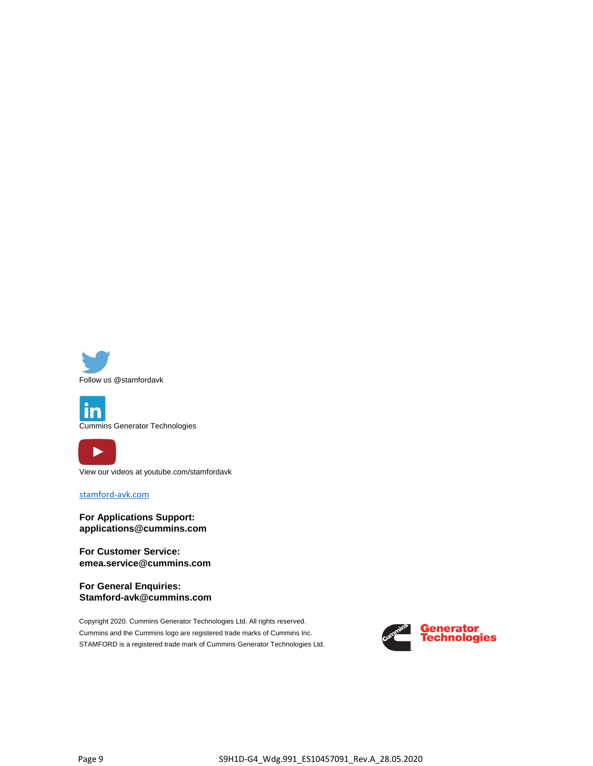Follow us @stamfordavk

Cummins Generator Technologies

View our videos at youtube.com/stamfordavk

[stamford-avk.com](stamford-avk.com)

**For Applications Support:**
**applications@cummins.com**

**For Customer Service:**
**emea.service@cummins.com**

**For General Enquiries:**
**Stamford-avk@cummins.com**

Copyright 2020. Cummins Generator Technologies Ltd. All rights reserved.
Cummins and the Cummins logo are registered trade marks of Cummins Inc.
STAMFORD is a registered trade mark of Cummins Generator Technologies Ltd.

Generator Technologies

S9H1D-G4_Wdg.991_ES10457091_Rev.A_28.05.2020